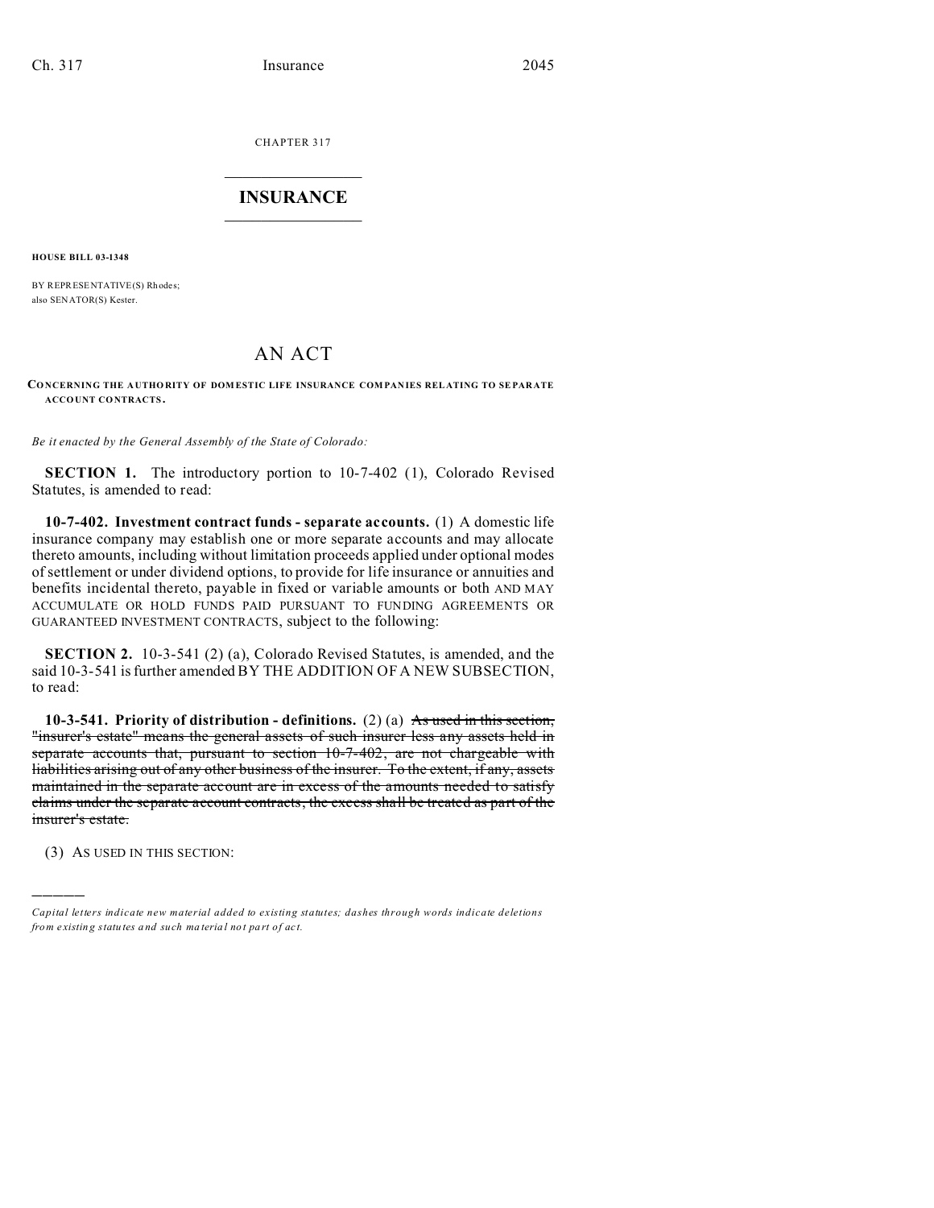CHAPTER 317

# INSURANCE

**HOUSE BILL 03-1348**

BY REPRESENTATIVE(S) Rhodes;
also SENATOR(S) Kester.

# AN ACT

**CONCERNING THE AUTHORITY OF DOMESTIC LIFE INSURANCE COMPANIES RELATING TO SEPARATE ACCOUNT CONTRACTS.**

*Be it enacted by the General Assembly of the State of Colorado:*

**SECTION 1.** The introductory portion to 10-7-402 (1), Colorado Revised Statutes, is amended to read:

**10-7-402. Investment contract funds - separate accounts.** (1) A domestic life insurance company may establish one or more separate accounts and may allocate thereto amounts, including without limitation proceeds applied under optional modes of settlement or under dividend options, to provide for life insurance or annuities and benefits incidental thereto, payable in fixed or variable amounts or both AND MAY ACCUMULATE OR HOLD FUNDS PAID PURSUANT TO FUNDING AGREEMENTS OR GUARANTEED INVESTMENT CONTRACTS, subject to the following:

**SECTION 2.** 10-3-541 (2) (a), Colorado Revised Statutes, is amended, and the said 10-3-541 is further amended BY THE ADDITION OF A NEW SUBSECTION, to read:

**10-3-541. Priority of distribution - definitions.** (2) (a) ~~As used in this section, "insurer's estate" means the general assets of such insurer less any assets held in separate accounts that, pursuant to section 10-7-402, are not chargeable with liabilities arising out of any other business of the insurer. To the extent, if any, assets maintained in the separate account are in excess of the amounts needed to satisfy claims under the separate account contracts, the excess shall be treated as part of the insurer's estate.~~

(3) AS USED IN THIS SECTION:

---

*Capital letters indicate new material added to existing statutes; dashes through words indicate deletions from existing statutes and such material not part of act.*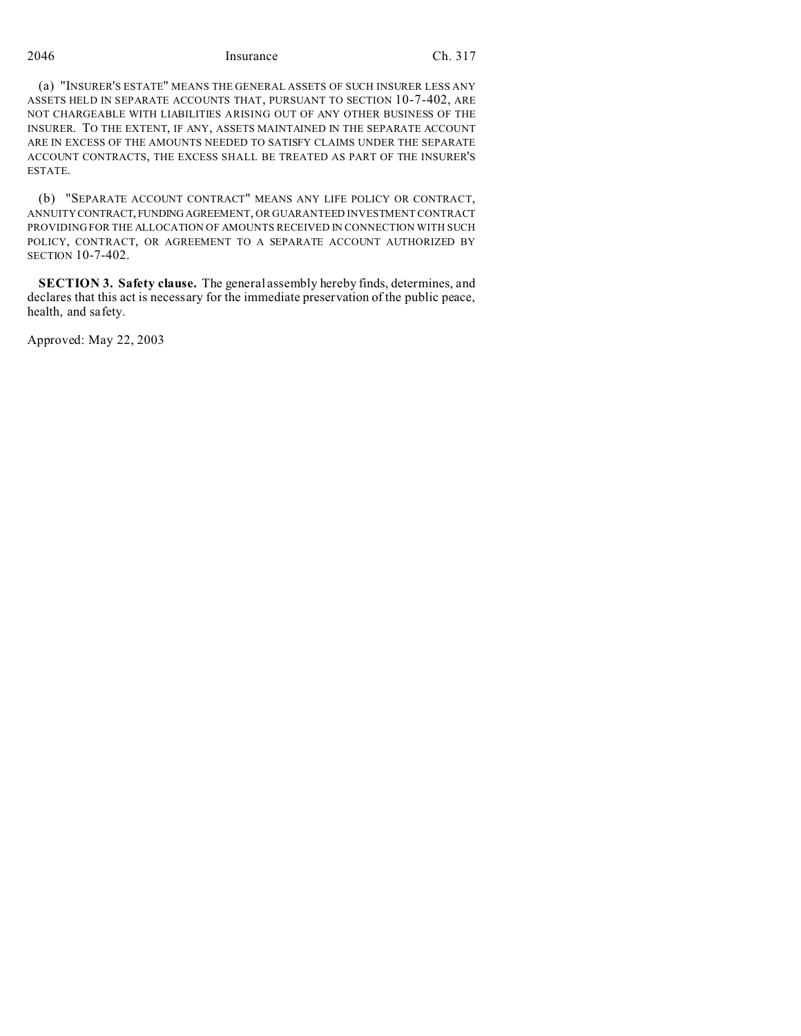(a) "INSURER'S ESTATE" MEANS THE GENERAL ASSETS OF SUCH INSURER LESS ANY ASSETS HELD IN SEPARATE ACCOUNTS THAT, PURSUANT TO SECTION 10-7-402, ARE NOT CHARGEABLE WITH LIABILITIES ARISING OUT OF ANY OTHER BUSINESS OF THE INSURER. TO THE EXTENT, IF ANY, ASSETS MAINTAINED IN THE SEPARATE ACCOUNT ARE IN EXCESS OF THE AMOUNTS NEEDED TO SATISFY CLAIMS UNDER THE SEPARATE ACCOUNT CONTRACTS, THE EXCESS SHALL BE TREATED AS PART OF THE INSURER'S ESTATE.

(b) "SEPARATE ACCOUNT CONTRACT" MEANS ANY LIFE POLICY OR CONTRACT, ANNUITY CONTRACT, FUNDING AGREEMENT, OR GUARANTEED INVESTMENT CONTRACT PROVIDING FOR THE ALLOCATION OF AMOUNTS RECEIVED IN CONNECTION WITH SUCH POLICY, CONTRACT, OR AGREEMENT TO A SEPARATE ACCOUNT AUTHORIZED BY SECTION 10-7-402.

**SECTION 3. Safety clause.** The general assembly hereby finds, determines, and declares that this act is necessary for the immediate preservation of the public peace, health, and safety.

Approved: May 22, 2003